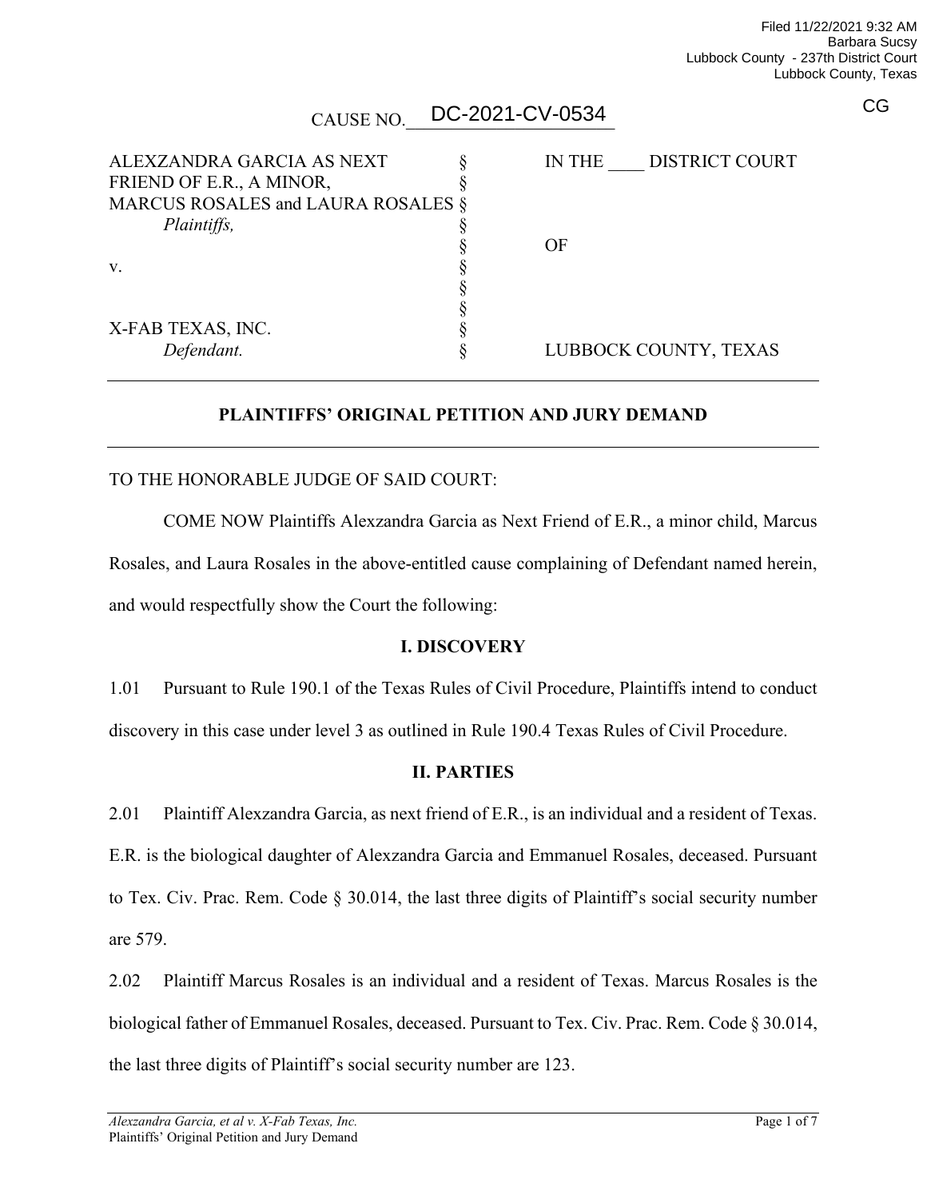Filed 11/22/2021 9:32 AM
Barbara Sucsy
Lubbock County - 237th District Court
Lubbock County, Texas

CG

CAUSE NO. DC-2021-CV-0534

| | | |
|---|---|---|
| ALEXZANDRA GARCIA AS NEXT FRIEND OF E.R., A MINOR, MARCUS ROSALES and LAURA ROSALES *Plaintiffs,* | § | IN THE ____ DISTRICT COURT |
| | § | |
| | § | OF |
| v. | § | |
| | § | |
| X-FAB TEXAS, INC. *Defendant.* | § | LUBBOCK COUNTY, TEXAS |

## PLAINTIFFS' ORIGINAL PETITION AND JURY DEMAND

TO THE HONORABLE JUDGE OF SAID COURT:

COME NOW Plaintiffs Alexzandra Garcia as Next Friend of E.R., a minor child, Marcus Rosales, and Laura Rosales in the above-entitled cause complaining of Defendant named herein, and would respectfully show the Court the following:

### I. DISCOVERY

1.01 Pursuant to Rule 190.1 of the Texas Rules of Civil Procedure, Plaintiffs intend to conduct discovery in this case under level 3 as outlined in Rule 190.4 Texas Rules of Civil Procedure.

### II. PARTIES

2.01 Plaintiff Alexzandra Garcia, as next friend of E.R., is an individual and a resident of Texas. E.R. is the biological daughter of Alexzandra Garcia and Emmanuel Rosales, deceased. Pursuant to Tex. Civ. Prac. Rem. Code § 30.014, the last three digits of Plaintiff's social security number are 579.

2.02 Plaintiff Marcus Rosales is an individual and a resident of Texas. Marcus Rosales is the biological father of Emmanuel Rosales, deceased. Pursuant to Tex. Civ. Prac. Rem. Code § 30.014, the last three digits of Plaintiff's social security number are 123.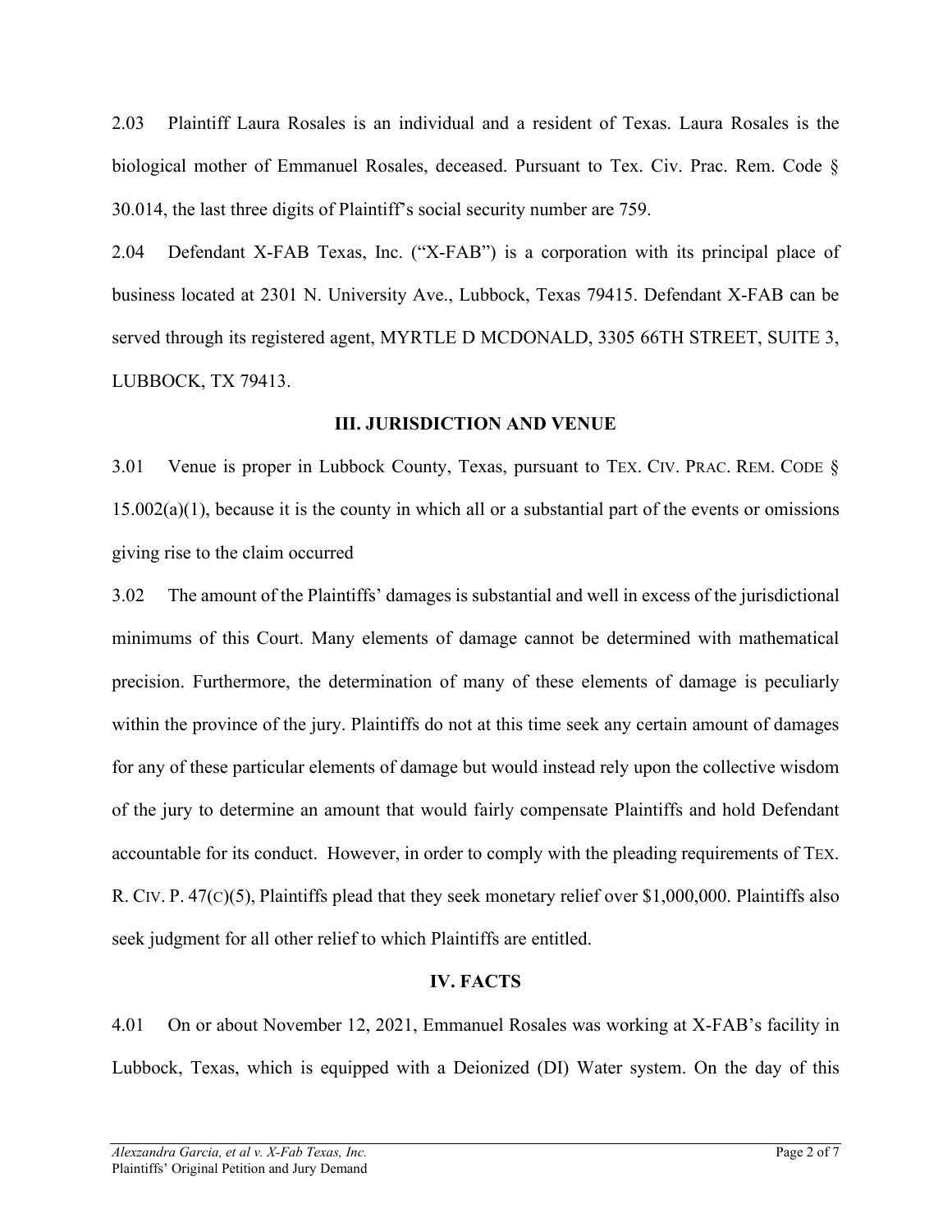2.03 Plaintiff Laura Rosales is an individual and a resident of Texas. Laura Rosales is the biological mother of Emmanuel Rosales, deceased. Pursuant to Tex. Civ. Prac. Rem. Code § 30.014, the last three digits of Plaintiff's social security number are 759.

2.04 Defendant X-FAB Texas, Inc. ("X-FAB") is a corporation with its principal place of business located at 2301 N. University Ave., Lubbock, Texas 79415. Defendant X-FAB can be served through its registered agent, MYRTLE D MCDONALD, 3305 66TH STREET, SUITE 3, LUBBOCK, TX 79413.

## III. JURISDICTION AND VENUE

3.01 Venue is proper in Lubbock County, Texas, pursuant to TEX. CIV. PRAC. REM. CODE § 15.002(a)(1), because it is the county in which all or a substantial part of the events or omissions giving rise to the claim occurred

3.02 The amount of the Plaintiffs' damages is substantial and well in excess of the jurisdictional minimums of this Court. Many elements of damage cannot be determined with mathematical precision. Furthermore, the determination of many of these elements of damage is peculiarly within the province of the jury. Plaintiffs do not at this time seek any certain amount of damages for any of these particular elements of damage but would instead rely upon the collective wisdom of the jury to determine an amount that would fairly compensate Plaintiffs and hold Defendant accountable for its conduct. However, in order to comply with the pleading requirements of TEX. R. CIV. P. 47(C)(5), Plaintiffs plead that they seek monetary relief over $1,000,000. Plaintiffs also seek judgment for all other relief to which Plaintiffs are entitled.

## IV. FACTS

4.01 On or about November 12, 2021, Emmanuel Rosales was working at X-FAB's facility in Lubbock, Texas, which is equipped with a Deionized (DI) Water system. On the day of this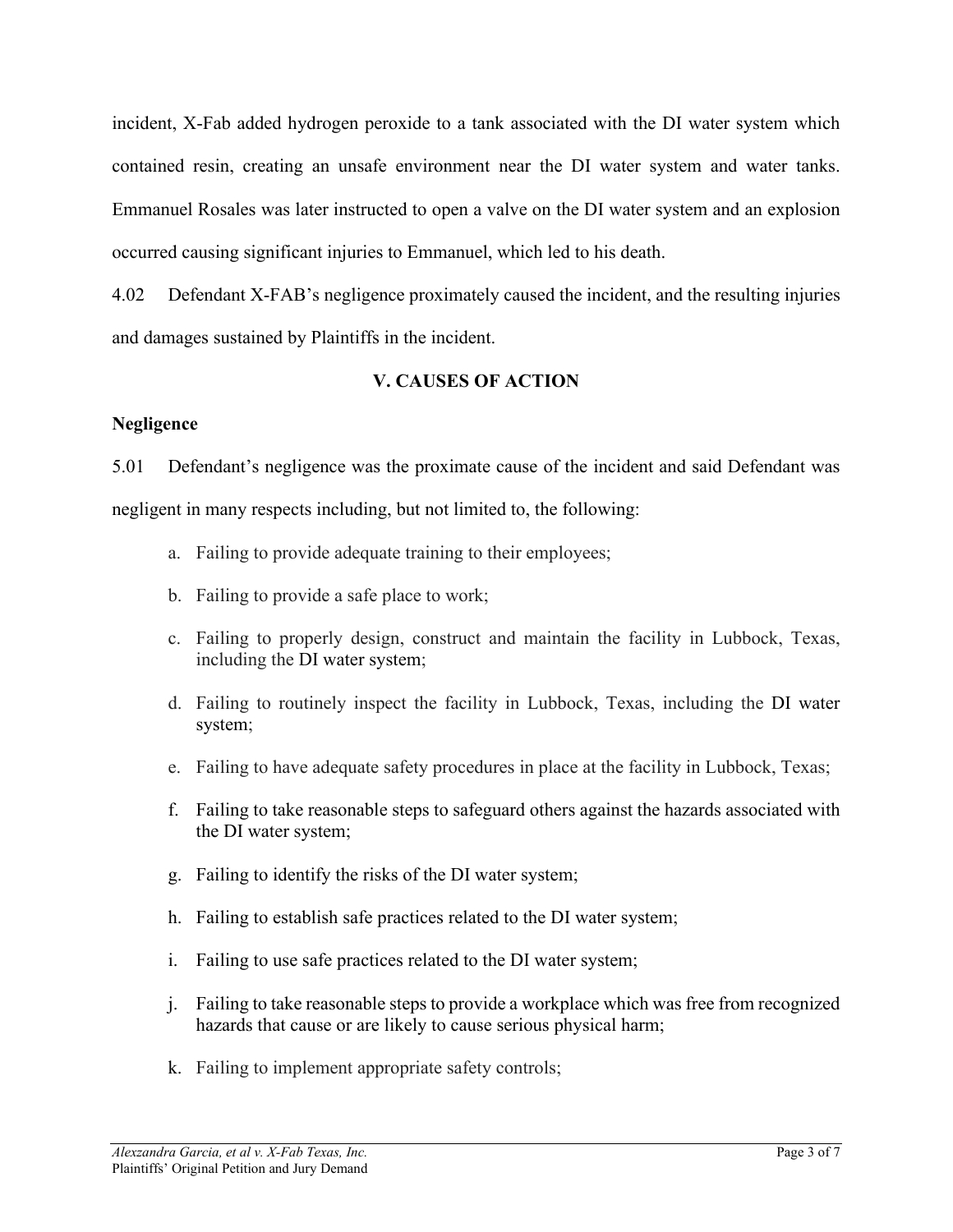incident, X-Fab added hydrogen peroxide to a tank associated with the DI water system which contained resin, creating an unsafe environment near the DI water system and water tanks. Emmanuel Rosales was later instructed to open a valve on the DI water system and an explosion occurred causing significant injuries to Emmanuel, which led to his death.

4.02 Defendant X-FAB's negligence proximately caused the incident, and the resulting injuries and damages sustained by Plaintiffs in the incident.

## V. CAUSES OF ACTION

**Negligence**

5.01 Defendant's negligence was the proximate cause of the incident and said Defendant was negligent in many respects including, but not limited to, the following:

a. Failing to provide adequate training to their employees;

b. Failing to provide a safe place to work;

c. Failing to properly design, construct and maintain the facility in Lubbock, Texas, including the DI water system;

d. Failing to routinely inspect the facility in Lubbock, Texas, including the DI water system;

e. Failing to have adequate safety procedures in place at the facility in Lubbock, Texas;

f. Failing to take reasonable steps to safeguard others against the hazards associated with the DI water system;

g. Failing to identify the risks of the DI water system;

h. Failing to establish safe practices related to the DI water system;

i. Failing to use safe practices related to the DI water system;

j. Failing to take reasonable steps to provide a workplace which was free from recognized hazards that cause or are likely to cause serious physical harm;

k. Failing to implement appropriate safety controls;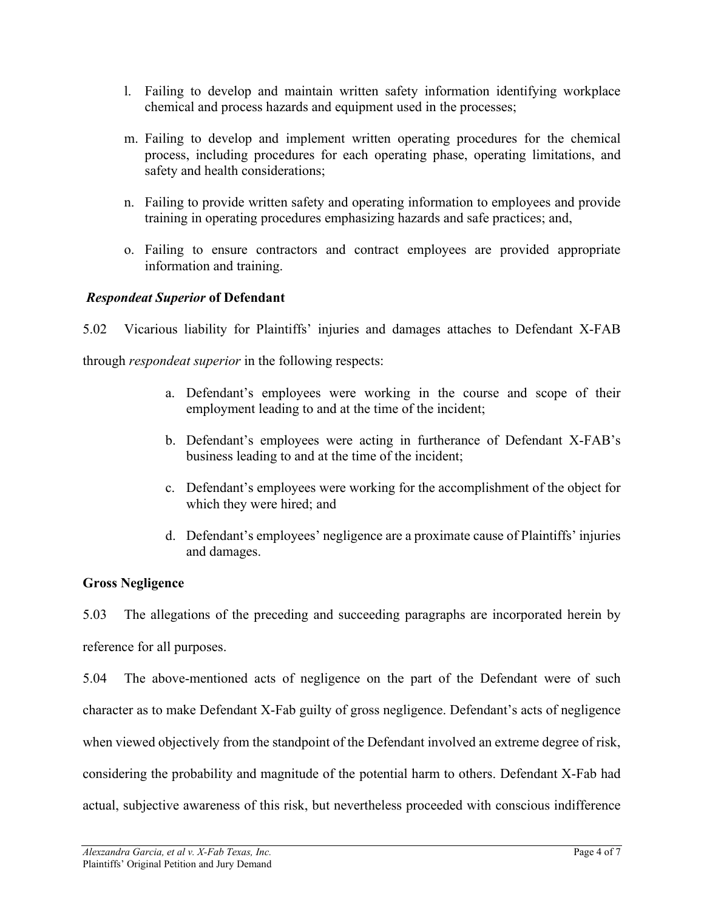l. Failing to develop and maintain written safety information identifying workplace chemical and process hazards and equipment used in the processes;

m. Failing to develop and implement written operating procedures for the chemical process, including procedures for each operating phase, operating limitations, and safety and health considerations;

n. Failing to provide written safety and operating information to employees and provide training in operating procedures emphasizing hazards and safe practices; and,

o. Failing to ensure contractors and contract employees are provided appropriate information and training.

***Respondeat Superior* of Defendant**

5.02 Vicarious liability for Plaintiffs' injuries and damages attaches to Defendant X-FAB through *respondeat superior* in the following respects:

a. Defendant's employees were working in the course and scope of their employment leading to and at the time of the incident;

b. Defendant's employees were acting in furtherance of Defendant X-FAB's business leading to and at the time of the incident;

c. Defendant's employees were working for the accomplishment of the object for which they were hired; and

d. Defendant's employees' negligence are a proximate cause of Plaintiffs' injuries and damages.

**Gross Negligence**

5.03 The allegations of the preceding and succeeding paragraphs are incorporated herein by reference for all purposes.

5.04 The above-mentioned acts of negligence on the part of the Defendant were of such character as to make Defendant X-Fab guilty of gross negligence. Defendant's acts of negligence when viewed objectively from the standpoint of the Defendant involved an extreme degree of risk, considering the probability and magnitude of the potential harm to others. Defendant X-Fab had actual, subjective awareness of this risk, but nevertheless proceeded with conscious indifference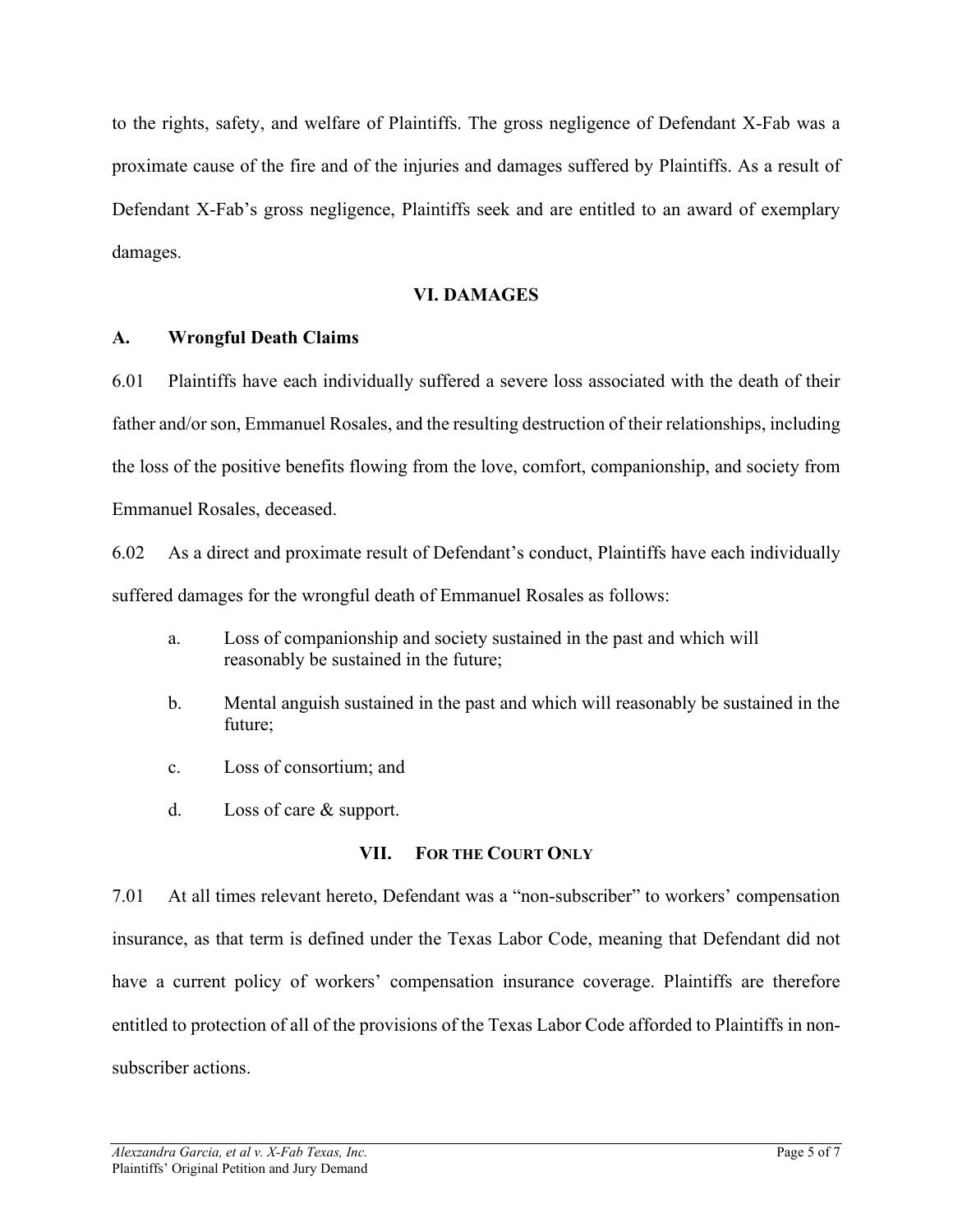to the rights, safety, and welfare of Plaintiffs. The gross negligence of Defendant X-Fab was a proximate cause of the fire and of the injuries and damages suffered by Plaintiffs. As a result of Defendant X-Fab's gross negligence, Plaintiffs seek and are entitled to an award of exemplary damages.

## VI. DAMAGES

### A. Wrongful Death Claims

6.01 Plaintiffs have each individually suffered a severe loss associated with the death of their father and/or son, Emmanuel Rosales, and the resulting destruction of their relationships, including the loss of the positive benefits flowing from the love, comfort, companionship, and society from Emmanuel Rosales, deceased.

6.02 As a direct and proximate result of Defendant's conduct, Plaintiffs have each individually suffered damages for the wrongful death of Emmanuel Rosales as follows:

a. Loss of companionship and society sustained in the past and which will reasonably be sustained in the future;

b. Mental anguish sustained in the past and which will reasonably be sustained in the future;

c. Loss of consortium; and

d. Loss of care & support.

## VII. FOR THE COURT ONLY

7.01 At all times relevant hereto, Defendant was a "non-subscriber" to workers' compensation insurance, as that term is defined under the Texas Labor Code, meaning that Defendant did not have a current policy of workers' compensation insurance coverage. Plaintiffs are therefore entitled to protection of all of the provisions of the Texas Labor Code afforded to Plaintiffs in non-subscriber actions.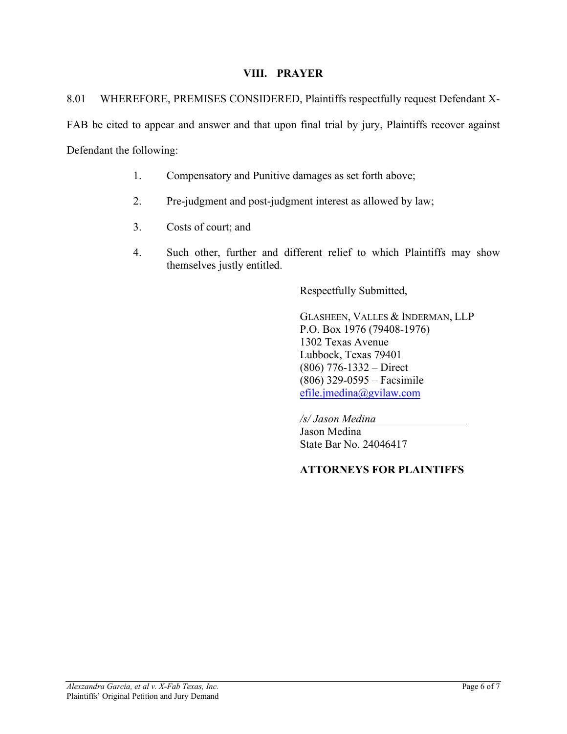## VIII. PRAYER

8.01 WHEREFORE, PREMISES CONSIDERED, Plaintiffs respectfully request Defendant X-FAB be cited to appear and answer and that upon final trial by jury, Plaintiffs recover against Defendant the following:

1. Compensatory and Punitive damages as set forth above;
2. Pre-judgment and post-judgment interest as allowed by law;
3. Costs of court; and
4. Such other, further and different relief to which Plaintiffs may show themselves justly entitled.

Respectfully Submitted,

GLASHEEN, VALLES & INDERMAN, LLP
P.O. Box 1976 (79408-1976)
1302 Texas Avenue
Lubbock, Texas 79401
(806) 776-1332 – Direct
(806) 329-0595 – Facsimile
efile.jmedina@gvilaw.com

*/s/ Jason Medina*
Jason Medina
State Bar No. 24046417

**ATTORNEYS FOR PLAINTIFFS**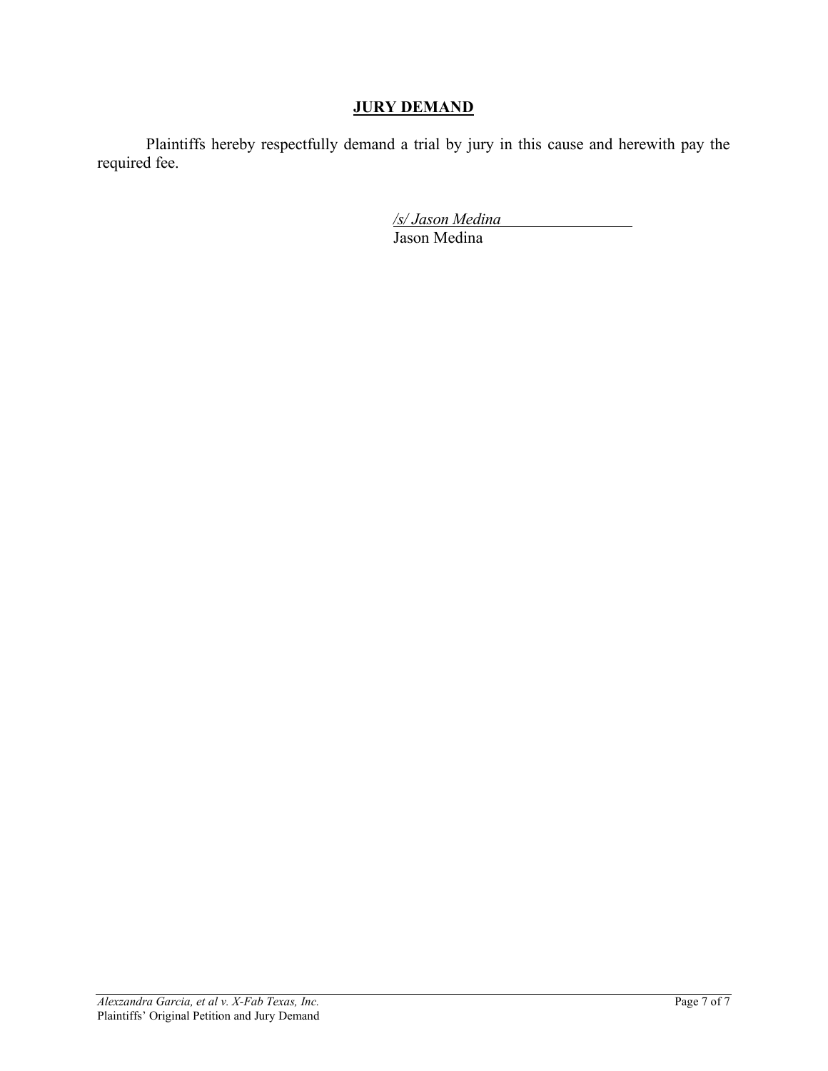## JURY DEMAND

Plaintiffs hereby respectfully demand a trial by jury in this cause and herewith pay the required fee.

*/s/ Jason Medina*
Jason Medina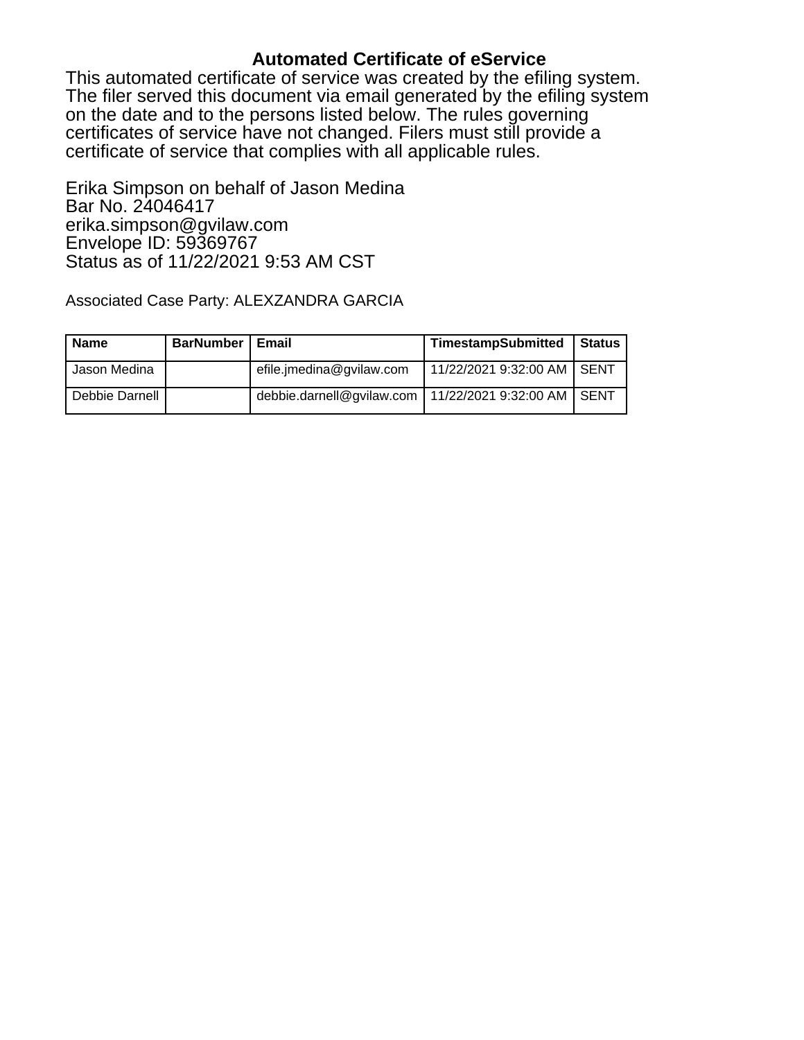## Automated Certificate of eService

This automated certificate of service was created by the efiling system. The filer served this document via email generated by the efiling system on the date and to the persons listed below. The rules governing certificates of service have not changed. Filers must still provide a certificate of service that complies with all applicable rules.

Erika Simpson on behalf of Jason Medina
Bar No. 24046417
erika.simpson@gvilaw.com
Envelope ID: 59369767
Status as of 11/22/2021 9:53 AM CST

Associated Case Party: ALEXZANDRA GARCIA

| Name | BarNumber | Email | TimestampSubmitted | Status |
|---|---|---|---|---|
| Jason Medina | | efile.jmedina@gvilaw.com | 11/22/2021 9:32:00 AM | SENT |
| Debbie Darnell | | debbie.darnell@gvilaw.com | 11/22/2021 9:32:00 AM | SENT |